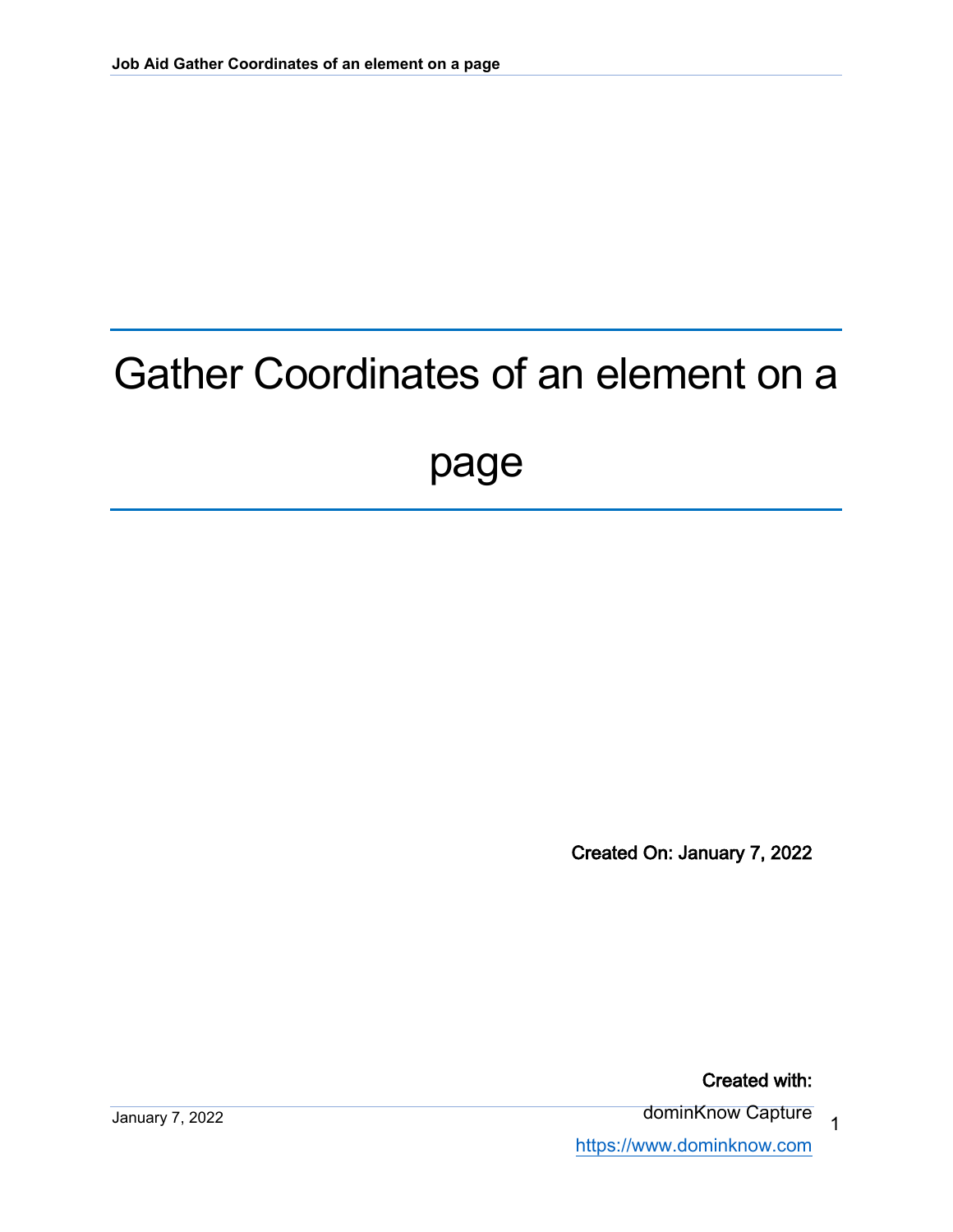# Gather Coordinates of an element on a page

**Created On: January 7, 2022**

**Created with:**

dominKnow Capture

[https://www.dominknow.com](https://www.dominknow.com)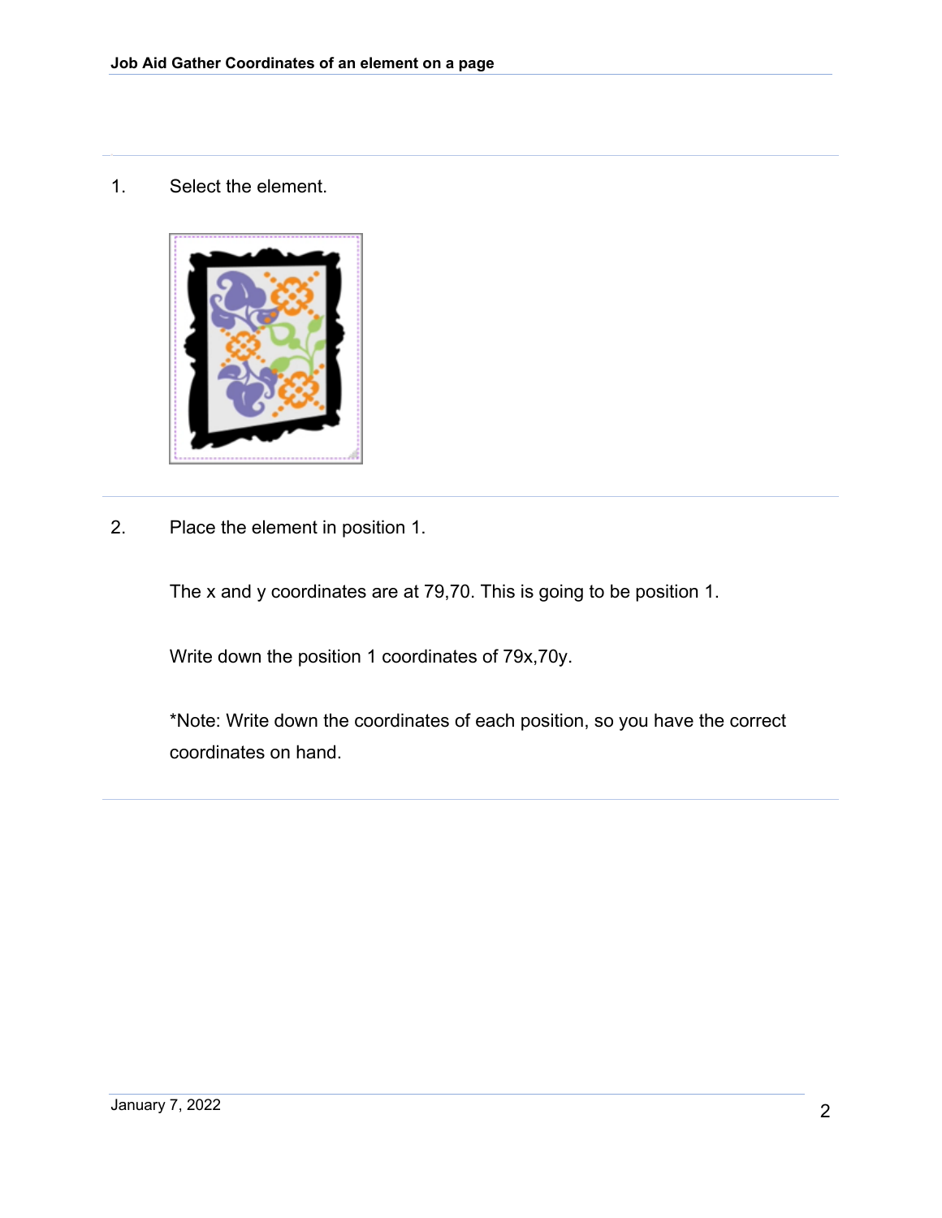1. Select the element.

2. Place the element in position 1.

   The x and y coordinates are at 79,70. This is going to be position 1.

   Write down the position 1 coordinates of 79x,70y.

   *Note: Write down the coordinates of each position, so you have the correct coordinates on hand.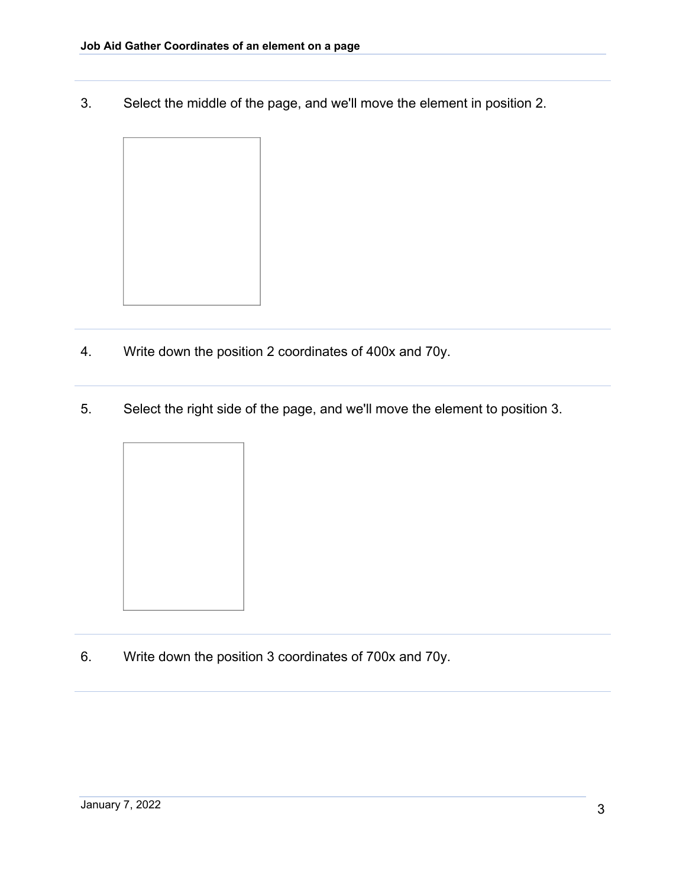3. Select the middle of the page, and we'll move the element in position 2.

4. Write down the position 2 coordinates of 400x and 70y.

5. Select the right side of the page, and we'll move the element to position 3.

6. Write down the position 3 coordinates of 700x and 70y.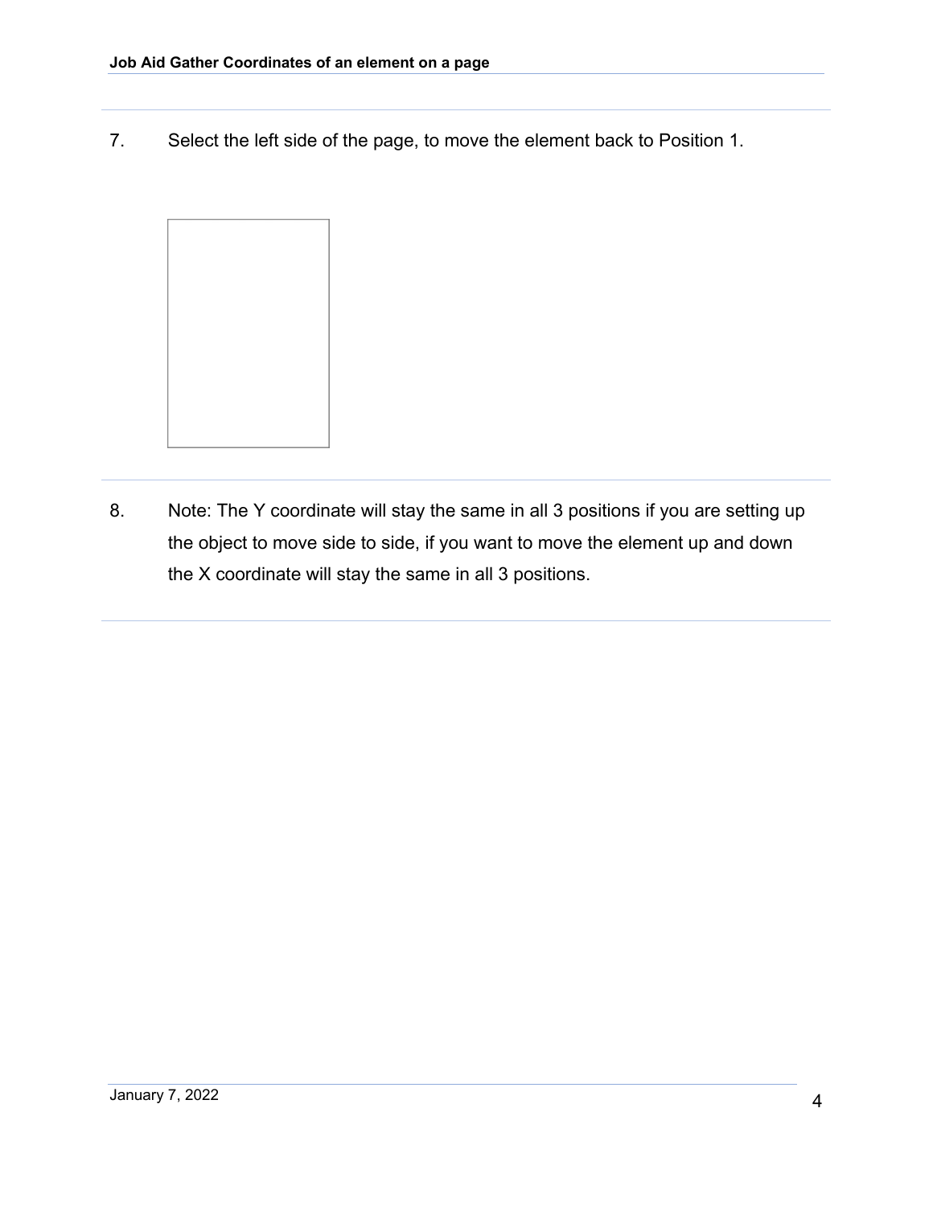7. Select the left side of the page, to move the element back to Position 1.

8. Note: The Y coordinate will stay the same in all 3 positions if you are setting up the object to move side to side, if you want to move the element up and down the X coordinate will stay the same in all 3 positions.